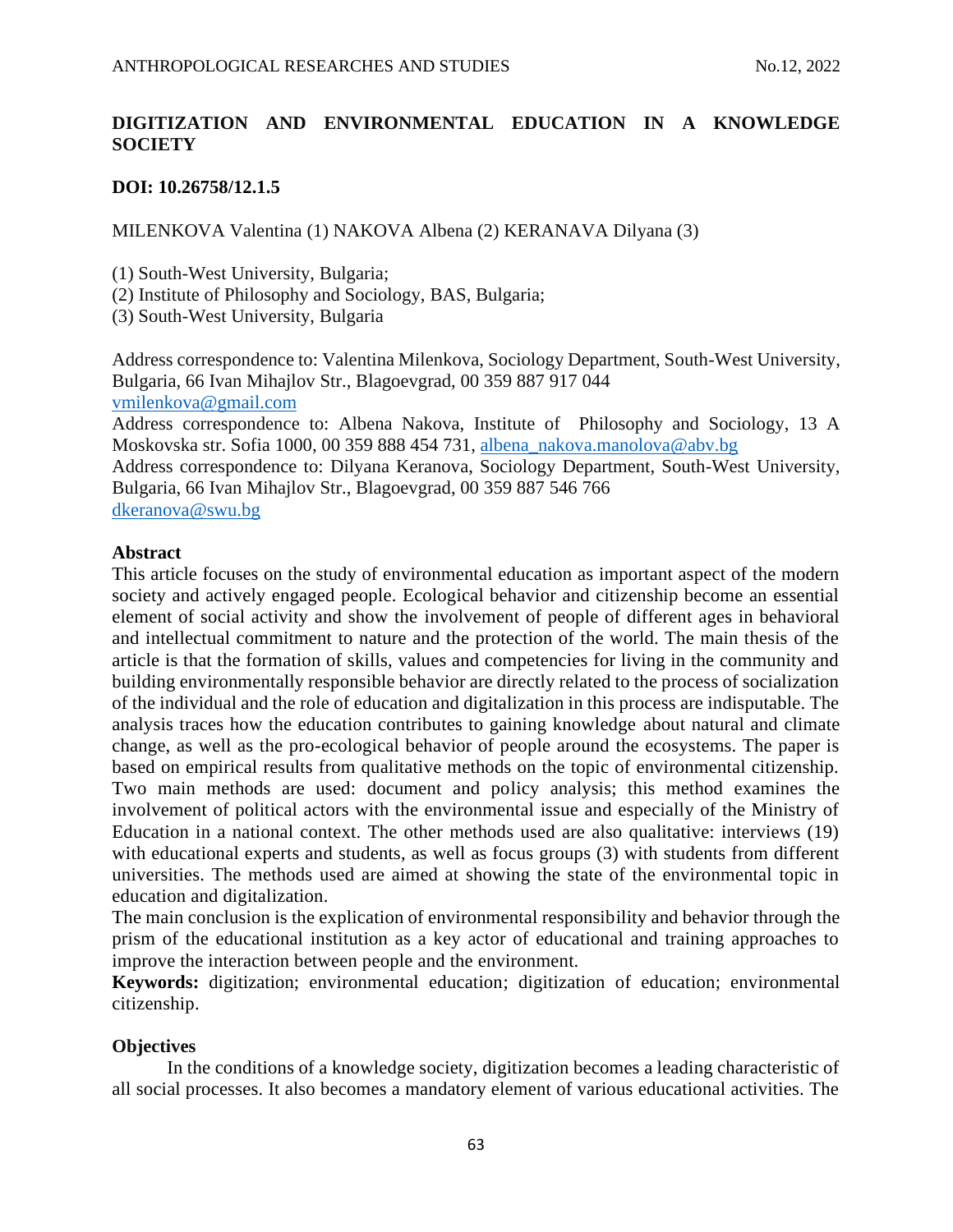# DIGITIZATION AND ENVIRONMENTAL EDUCATION IN A KNOWLEDGE SOCIETY

**DOI: 10.26758/12.1.5**

MILENKOVA Valentina (1) NAKOVA Albena (2) KERANAVA Dilyana (3)

(1) South-West University, Bulgaria;
(2) Institute of Philosophy and Sociology, BAS, Bulgaria;
(3) South-West University, Bulgaria

Address correspondence to: Valentina Milenkova, Sociology Department, South-West University, Bulgaria, 66 Ivan Mihajlov Str., Blagoevgrad, 00 359 887 917 044
vmilenkova@gmail.com
Address correspondence to: Albena Nakova, Institute of Philosophy and Sociology, 13 A Moskovska str. Sofia 1000, 00 359 888 454 731, albena_nakova.manolova@abv.bg
Address correspondence to: Dilyana Keranova, Sociology Department, South-West University, Bulgaria, 66 Ivan Mihajlov Str., Blagoevgrad, 00 359 887 546 766
dkeranova@swu.bg

## Abstract

This article focuses on the study of environmental education as important aspect of the modern society and actively engaged people. Ecological behavior and citizenship become an essential element of social activity and show the involvement of people of different ages in behavioral and intellectual commitment to nature and the protection of the world. The main thesis of the article is that the formation of skills, values and competencies for living in the community and building environmentally responsible behavior are directly related to the process of socialization of the individual and the role of education and digitalization in this process are indisputable. The analysis traces how the education contributes to gaining knowledge about natural and climate change, as well as the pro-ecological behavior of people around the ecosystems. The paper is based on empirical results from qualitative methods on the topic of environmental citizenship. Two main methods are used: document and policy analysis; this method examines the involvement of political actors with the environmental issue and especially of the Ministry of Education in a national context. The other methods used are also qualitative: interviews (19) with educational experts and students, as well as focus groups (3) with students from different universities. The methods used are aimed at showing the state of the environmental topic in education and digitalization.
The main conclusion is the explication of environmental responsibility and behavior through the prism of the educational institution as a key actor of educational and training approaches to improve the interaction between people and the environment.

**Keywords:** digitization; environmental education; digitization of education; environmental citizenship.

## Objectives

In the conditions of a knowledge society, digitization becomes a leading characteristic of all social processes. It also becomes a mandatory element of various educational activities. The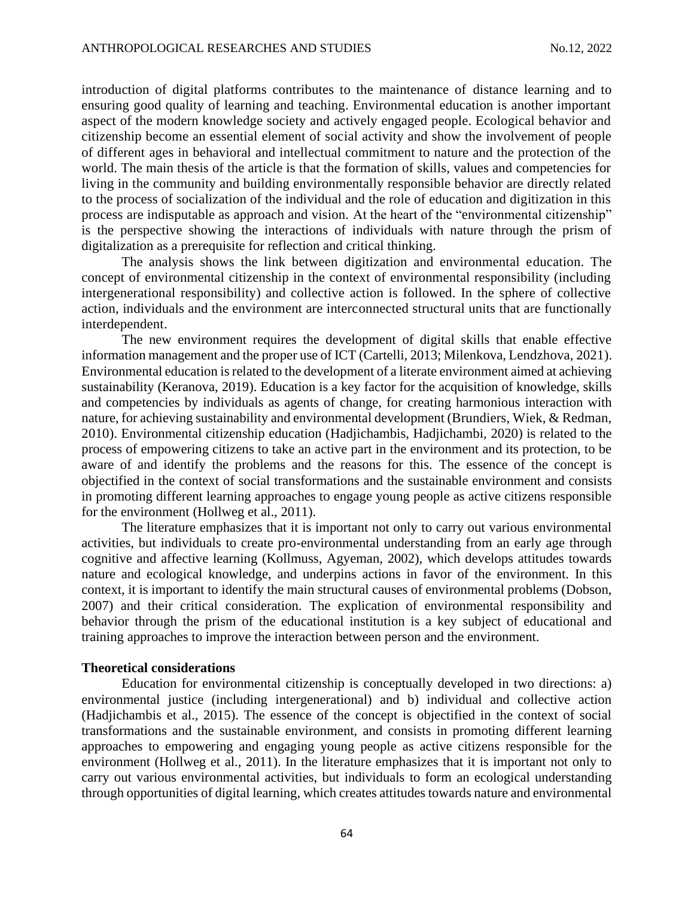introduction of digital platforms contributes to the maintenance of distance learning and to ensuring good quality of learning and teaching. Environmental education is another important aspect of the modern knowledge society and actively engaged people. Ecological behavior and citizenship become an essential element of social activity and show the involvement of people of different ages in behavioral and intellectual commitment to nature and the protection of the world. The main thesis of the article is that the formation of skills, values and competencies for living in the community and building environmentally responsible behavior are directly related to the process of socialization of the individual and the role of education and digitization in this process are indisputable as approach and vision. At the heart of the "environmental citizenship" is the perspective showing the interactions of individuals with nature through the prism of digitalization as a prerequisite for reflection and critical thinking.

The analysis shows the link between digitization and environmental education. The concept of environmental citizenship in the context of environmental responsibility (including intergenerational responsibility) and collective action is followed. In the sphere of collective action, individuals and the environment are interconnected structural units that are functionally interdependent.

The new environment requires the development of digital skills that enable effective information management and the proper use of ICT (Cartelli, 2013; Milenkova, Lendzhova, 2021). Environmental education is related to the development of a literate environment aimed at achieving sustainability (Keranova, 2019). Education is a key factor for the acquisition of knowledge, skills and competencies by individuals as agents of change, for creating harmonious interaction with nature, for achieving sustainability and environmental development (Brundiers, Wiek, & Redman, 2010). Environmental citizenship education (Hadjichambis, Hadjichambi, 2020) is related to the process of empowering citizens to take an active part in the environment and its protection, to be aware of and identify the problems and the reasons for this. The essence of the concept is objectified in the context of social transformations and the sustainable environment and consists in promoting different learning approaches to engage young people as active citizens responsible for the environment (Hollweg et al., 2011).

The literature emphasizes that it is important not only to carry out various environmental activities, but individuals to create pro-environmental understanding from an early age through cognitive and affective learning (Kollmuss, Agyeman, 2002), which develops attitudes towards nature and ecological knowledge, and underpins actions in favor of the environment. In this context, it is important to identify the main structural causes of environmental problems (Dobson, 2007) and their critical consideration. The explication of environmental responsibility and behavior through the prism of the educational institution is a key subject of educational and training approaches to improve the interaction between person and the environment.

## Theoretical considerations

Education for environmental citizenship is conceptually developed in two directions: a) environmental justice (including intergenerational) and b) individual and collective action (Hadjichambis et al., 2015). The essence of the concept is objectified in the context of social transformations and the sustainable environment, and consists in promoting different learning approaches to empowering and engaging young people as active citizens responsible for the environment (Hollweg et al., 2011). In the literature emphasizes that it is important not only to carry out various environmental activities, but individuals to form an ecological understanding through opportunities of digital learning, which creates attitudes towards nature and environmental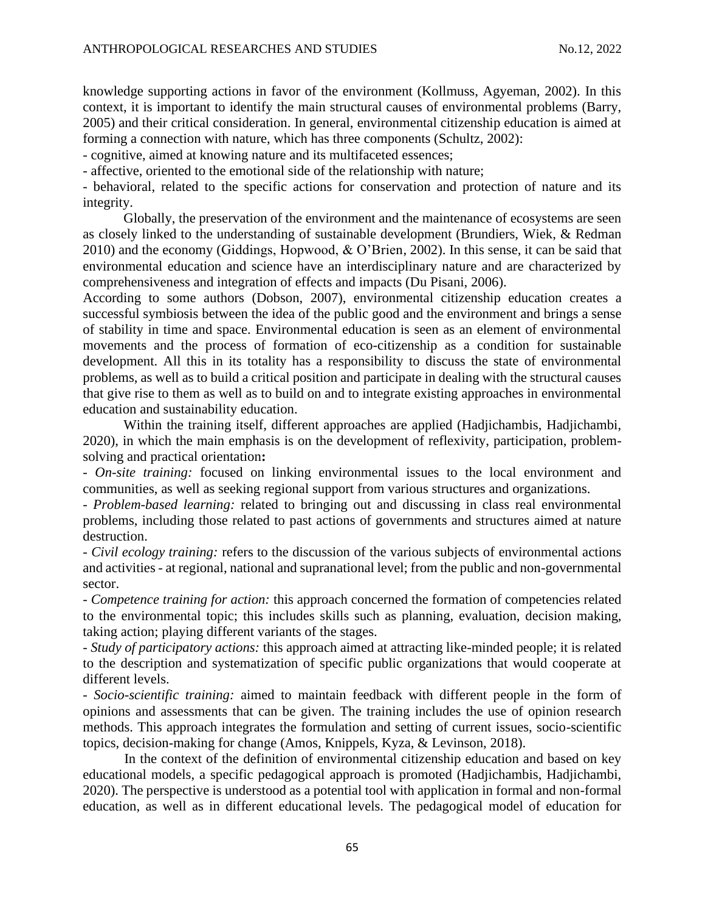knowledge supporting actions in favor of the environment (Kollmuss, Agyeman, 2002). In this context, it is important to identify the main structural causes of environmental problems (Barry, 2005) and their critical consideration. In general, environmental citizenship education is aimed at forming a connection with nature, which has three components (Schultz, 2002):

- cognitive, aimed at knowing nature and its multifaceted essences;
- affective, oriented to the emotional side of the relationship with nature;
- behavioral, related to the specific actions for conservation and protection of nature and its integrity.

Globally, the preservation of the environment and the maintenance of ecosystems are seen as closely linked to the understanding of sustainable development (Brundiers, Wiek, & Redman 2010) and the economy (Giddings, Hopwood, & O'Brien, 2002). In this sense, it can be said that environmental education and science have an interdisciplinary nature and are characterized by comprehensiveness and integration of effects and impacts (Du Pisani, 2006).

According to some authors (Dobson, 2007), environmental citizenship education creates a successful symbiosis between the idea of the public good and the environment and brings a sense of stability in time and space. Environmental education is seen as an element of environmental movements and the process of formation of eco-citizenship as a condition for sustainable development. All this in its totality has a responsibility to discuss the state of environmental problems, as well as to build a critical position and participate in dealing with the structural causes that give rise to them as well as to build on and to integrate existing approaches in environmental education and sustainability education.

Within the training itself, different approaches are applied (Hadjichambis, Hadjichambi, 2020), in which the main emphasis is on the development of reflexivity, participation, problem-solving and practical orientation**:**

- *On-site training:* focused on linking environmental issues to the local environment and communities, as well as seeking regional support from various structures and organizations.
- *Problem-based learning:* related to bringing out and discussing in class real environmental problems, including those related to past actions of governments and structures aimed at nature destruction.
- *Civil ecology training:* refers to the discussion of the various subjects of environmental actions and activities - at regional, national and supranational level; from the public and non-governmental sector.
- *Competence training for action:* this approach concerned the formation of competencies related to the environmental topic; this includes skills such as planning, evaluation, decision making, taking action; playing different variants of the stages.
- *Study of participatory actions:* this approach aimed at attracting like-minded people; it is related to the description and systematization of specific public organizations that would cooperate at different levels.
- *Socio-scientific training:* aimed to maintain feedback with different people in the form of opinions and assessments that can be given. The training includes the use of opinion research methods. This approach integrates the formulation and setting of current issues, socio-scientific topics, decision-making for change (Amos, Knippels, Kyza, & Levinson, 2018).

In the context of the definition of environmental citizenship education and based on key educational models, a specific pedagogical approach is promoted (Hadjichambis, Hadjichambi, 2020). The perspective is understood as a potential tool with application in formal and non-formal education, as well as in different educational levels. The pedagogical model of education for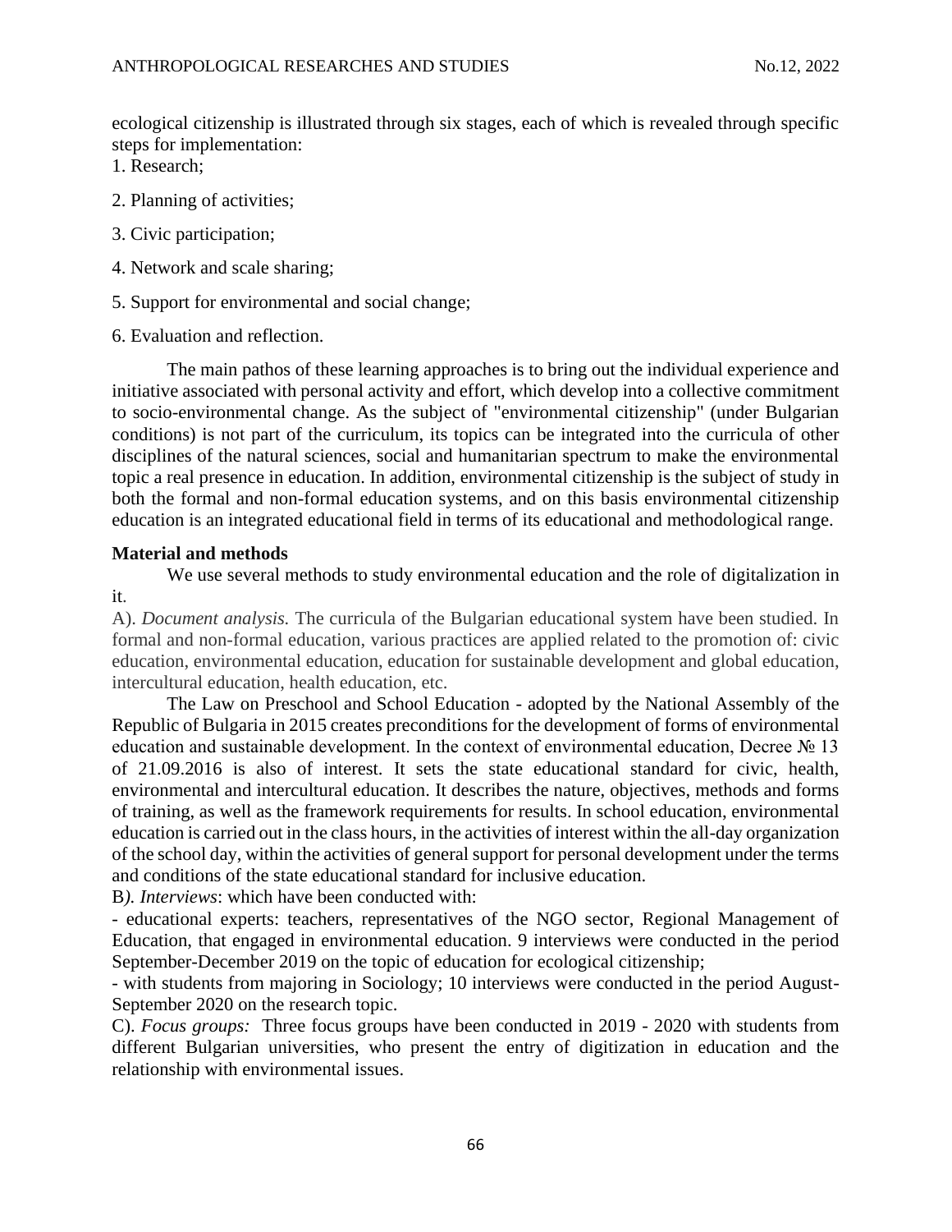ecological citizenship is illustrated through six stages, each of which is revealed through specific steps for implementation:

1. Research;
2. Planning of activities;
3. Civic participation;
4. Network and scale sharing;
5. Support for environmental and social change;
6. Evaluation and reflection.

The main pathos of these learning approaches is to bring out the individual experience and initiative associated with personal activity and effort, which develop into a collective commitment to socio-environmental change. As the subject of "environmental citizenship" (under Bulgarian conditions) is not part of the curriculum, its topics can be integrated into the curricula of other disciplines of the natural sciences, social and humanitarian spectrum to make the environmental topic a real presence in education. In addition, environmental citizenship is the subject of study in both the formal and non-formal education systems, and on this basis environmental citizenship education is an integrated educational field in terms of its educational and methodological range.

**Material and methods**

We use several methods to study environmental education and the role of digitalization in it.

A). *Document analysis.* The curricula of the Bulgarian educational system have been studied. In formal and non-formal education, various practices are applied related to the promotion of: civic education, environmental education, education for sustainable development and global education, intercultural education, health education, etc.

The Law on Preschool and School Education - adopted by the National Assembly of the Republic of Bulgaria in 2015 creates preconditions for the development of forms of environmental education and sustainable development. In the context of environmental education, Decree № 13 of 21.09.2016 is also of interest. It sets the state educational standard for civic, health, environmental and intercultural education. It describes the nature, objectives, methods and forms of training, as well as the framework requirements for results. In school education, environmental education is carried out in the class hours, in the activities of interest within the all-day organization of the school day, within the activities of general support for personal development under the terms and conditions of the state educational standard for inclusive education.

B*). Interviews*: which have been conducted with:

- educational experts: teachers, representatives of the NGO sector, Regional Management of Education, that engaged in environmental education. 9 interviews were conducted in the period September-December 2019 on the topic of education for ecological citizenship;
- with students from majoring in Sociology; 10 interviews were conducted in the period August-September 2020 on the research topic.

C). *Focus groups:* Three focus groups have been conducted in 2019 - 2020 with students from different Bulgarian universities, who present the entry of digitization in education and the relationship with environmental issues.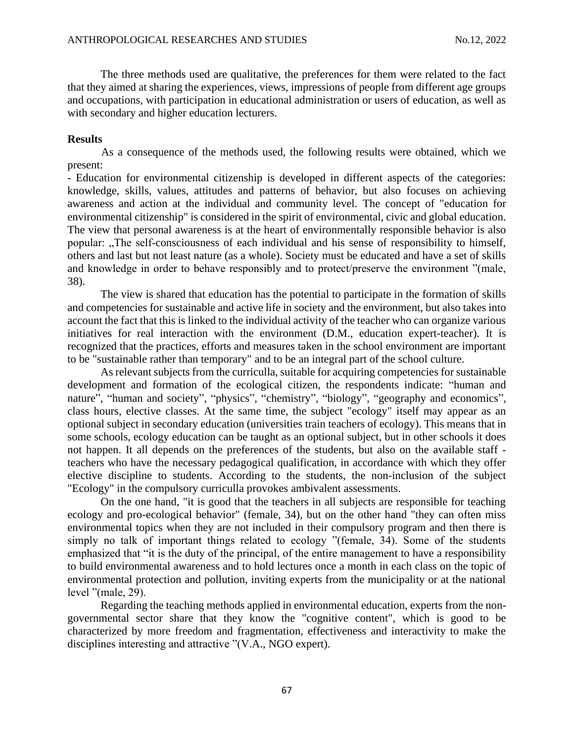The three methods used are qualitative, the preferences for them were related to the fact that they aimed at sharing the experiences, views, impressions of people from different age groups and occupations, with participation in educational administration or users of education, as well as with secondary and higher education lecturers.

**Results**

As a consequence of the methods used, the following results were obtained, which we present:

- Education for environmental citizenship is developed in different aspects of the categories: knowledge, skills, values, attitudes and patterns of behavior, but also focuses on achieving awareness and action at the individual and community level. The concept of "education for environmental citizenship" is considered in the spirit of environmental, civic and global education. The view that personal awareness is at the heart of environmentally responsible behavior is also popular: „The self-consciousness of each individual and his sense of responsibility to himself, others and last but not least nature (as a whole). Society must be educated and have a set of skills and knowledge in order to behave responsibly and to protect/preserve the environment "(male, 38).

The view is shared that education has the potential to participate in the formation of skills and competencies for sustainable and active life in society and the environment, but also takes into account the fact that this is linked to the individual activity of the teacher who can organize various initiatives for real interaction with the environment (D.M., education expert-teacher). It is recognized that the practices, efforts and measures taken in the school environment are important to be "sustainable rather than temporary" and to be an integral part of the school culture.

As relevant subjects from the curriculla, suitable for acquiring competencies for sustainable development and formation of the ecological citizen, the respondents indicate: "human and nature", "human and society", "physics", "chemistry", "biology", "geography and economics", class hours, elective classes. At the same time, the subject "ecology" itself may appear as an optional subject in secondary education (universities train teachers of ecology). This means that in some schools, ecology education can be taught as an optional subject, but in other schools it does not happen. It all depends on the preferences of the students, but also on the available staff - teachers who have the necessary pedagogical qualification, in accordance with which they offer elective discipline to students. According to the students, the non-inclusion of the subject "Ecology" in the compulsory curriculla provokes ambivalent assessments.

On the one hand, "it is good that the teachers in all subjects are responsible for teaching ecology and pro-ecological behavior" (female, 34), but on the other hand "they can often miss environmental topics when they are not included in their compulsory program and then there is simply no talk of important things related to ecology "(female, 34). Some of the students emphasized that "it is the duty of the principal, of the entire management to have a responsibility to build environmental awareness and to hold lectures once a month in each class on the topic of environmental protection and pollution, inviting experts from the municipality or at the national level "(male, 29).

Regarding the teaching methods applied in environmental education, experts from the non-governmental sector share that they know the "cognitive content", which is good to be characterized by more freedom and fragmentation, effectiveness and interactivity to make the disciplines interesting and attractive "(V.A., NGO expert).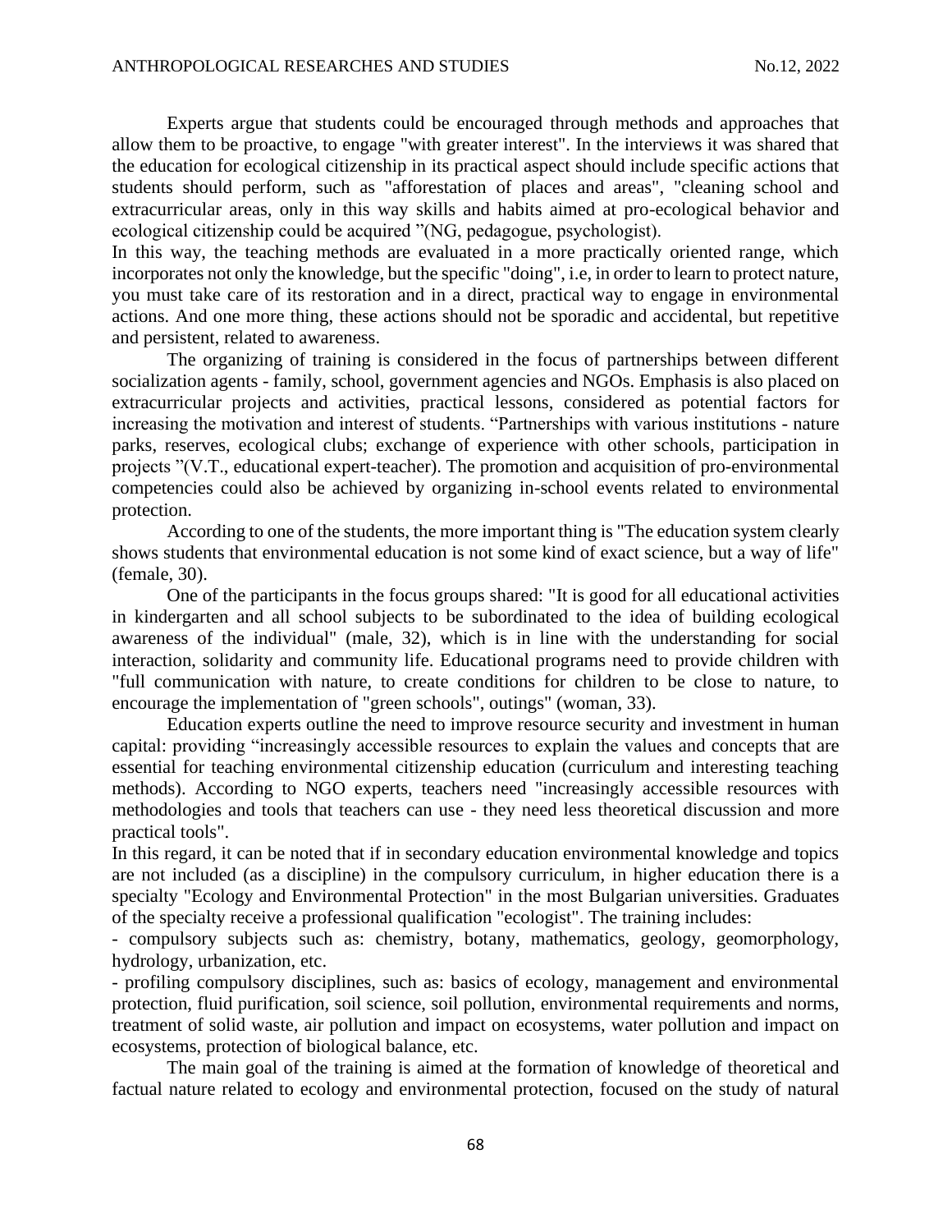Experts argue that students could be encouraged through methods and approaches that allow them to be proactive, to engage "with greater interest". In the interviews it was shared that the education for ecological citizenship in its practical aspect should include specific actions that students should perform, such as "afforestation of places and areas", "cleaning school and extracurricular areas, only in this way skills and habits aimed at pro-ecological behavior and ecological citizenship could be acquired "(NG, pedagogue, psychologist).

In this way, the teaching methods are evaluated in a more practically oriented range, which incorporates not only the knowledge, but the specific "doing", i.e, in order to learn to protect nature, you must take care of its restoration and in a direct, practical way to engage in environmental actions. And one more thing, these actions should not be sporadic and accidental, but repetitive and persistent, related to awareness.

The organizing of training is considered in the focus of partnerships between different socialization agents - family, school, government agencies and NGOs. Emphasis is also placed on extracurricular projects and activities, practical lessons, considered as potential factors for increasing the motivation and interest of students. "Partnerships with various institutions - nature parks, reserves, ecological clubs; exchange of experience with other schools, participation in projects "(V.T., educational expert-teacher). The promotion and acquisition of pro-environmental competencies could also be achieved by organizing in-school events related to environmental protection.

According to one of the students, the more important thing is "The education system clearly shows students that environmental education is not some kind of exact science, but a way of life" (female, 30).

One of the participants in the focus groups shared: "It is good for all educational activities in kindergarten and all school subjects to be subordinated to the idea of building ecological awareness of the individual" (male, 32), which is in line with the understanding for social interaction, solidarity and community life. Educational programs need to provide children with "full communication with nature, to create conditions for children to be close to nature, to encourage the implementation of "green schools", outings" (woman, 33).

Education experts outline the need to improve resource security and investment in human capital: providing "increasingly accessible resources to explain the values and concepts that are essential for teaching environmental citizenship education (curriculum and interesting teaching methods). According to NGO experts, teachers need "increasingly accessible resources with methodologies and tools that teachers can use - they need less theoretical discussion and more practical tools".

In this regard, it can be noted that if in secondary education environmental knowledge and topics are not included (as a discipline) in the compulsory curriculum, in higher education there is a specialty "Ecology and Environmental Protection" in the most Bulgarian universities. Graduates of the specialty receive a professional qualification "ecologist". The training includes:

- compulsory subjects such as: chemistry, botany, mathematics, geology, geomorphology, hydrology, urbanization, etc.
- profiling compulsory disciplines, such as: basics of ecology, management and environmental protection, fluid purification, soil science, soil pollution, environmental requirements and norms, treatment of solid waste, air pollution and impact on ecosystems, water pollution and impact on ecosystems, protection of biological balance, etc.

The main goal of the training is aimed at the formation of knowledge of theoretical and factual nature related to ecology and environmental protection, focused on the study of natural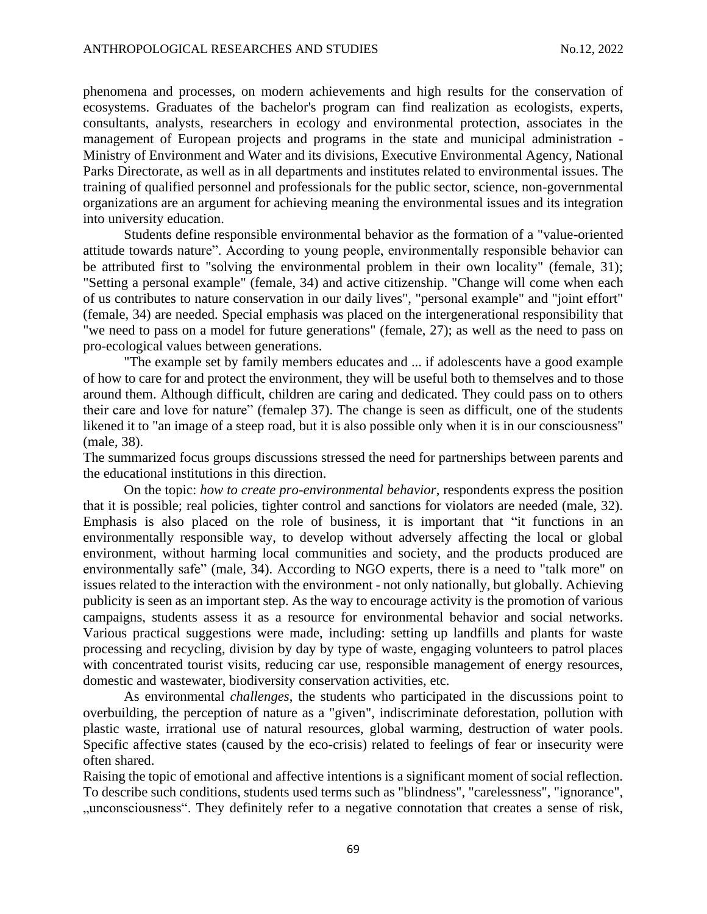phenomena and processes, on modern achievements and high results for the conservation of ecosystems. Graduates of the bachelor's program can find realization as ecologists, experts, consultants, analysts, researchers in ecology and environmental protection, associates in the management of European projects and programs in the state and municipal administration - Ministry of Environment and Water and its divisions, Executive Environmental Agency, National Parks Directorate, as well as in all departments and institutes related to environmental issues. The training of qualified personnel and professionals for the public sector, science, non-governmental organizations are an argument for achieving meaning the environmental issues and its integration into university education.

Students define responsible environmental behavior as the formation of a "value-oriented attitude towards nature". According to young people, environmentally responsible behavior can be attributed first to "solving the environmental problem in their own locality" (female, 31); "Setting a personal example" (female, 34) and active citizenship. "Change will come when each of us contributes to nature conservation in our daily lives", "personal example" and "joint effort" (female, 34) are needed. Special emphasis was placed on the intergenerational responsibility that "we need to pass on a model for future generations" (female, 27); as well as the need to pass on pro-ecological values between generations.

"The example set by family members educates and ... if adolescents have a good example of how to care for and protect the environment, they will be useful both to themselves and to those around them. Although difficult, children are caring and dedicated. They could pass on to others their care and love for nature" (femalep 37). The change is seen as difficult, one of the students likened it to "an image of a steep road, but it is also possible only when it is in our consciousness" (male, 38).

The summarized focus groups discussions stressed the need for partnerships between parents and the educational institutions in this direction.

On the topic: *how to create pro-environmental behavior*, respondents express the position that it is possible; real policies, tighter control and sanctions for violators are needed (male, 32). Emphasis is also placed on the role of business, it is important that "it functions in an environmentally responsible way, to develop without adversely affecting the local or global environment, without harming local communities and society, and the products produced are environmentally safe" (male, 34). According to NGO experts, there is a need to "talk more" on issues related to the interaction with the environment - not only nationally, but globally. Achieving publicity is seen as an important step. As the way to encourage activity is the promotion of various campaigns, students assess it as a resource for environmental behavior and social networks. Various practical suggestions were made, including: setting up landfills and plants for waste processing and recycling, division by day by type of waste, engaging volunteers to patrol places with concentrated tourist visits, reducing car use, responsible management of energy resources, domestic and wastewater, biodiversity conservation activities, etc.

As environmental *challenges*, the students who participated in the discussions point to overbuilding, the perception of nature as a "given", indiscriminate deforestation, pollution with plastic waste, irrational use of natural resources, global warming, destruction of water pools. Specific affective states (caused by the eco-crisis) related to feelings of fear or insecurity were often shared.

Raising the topic of emotional and affective intentions is a significant moment of social reflection. To describe such conditions, students used terms such as "blindness", "carelessness", "ignorance", „unconsciousness". They definitely refer to a negative connotation that creates a sense of risk,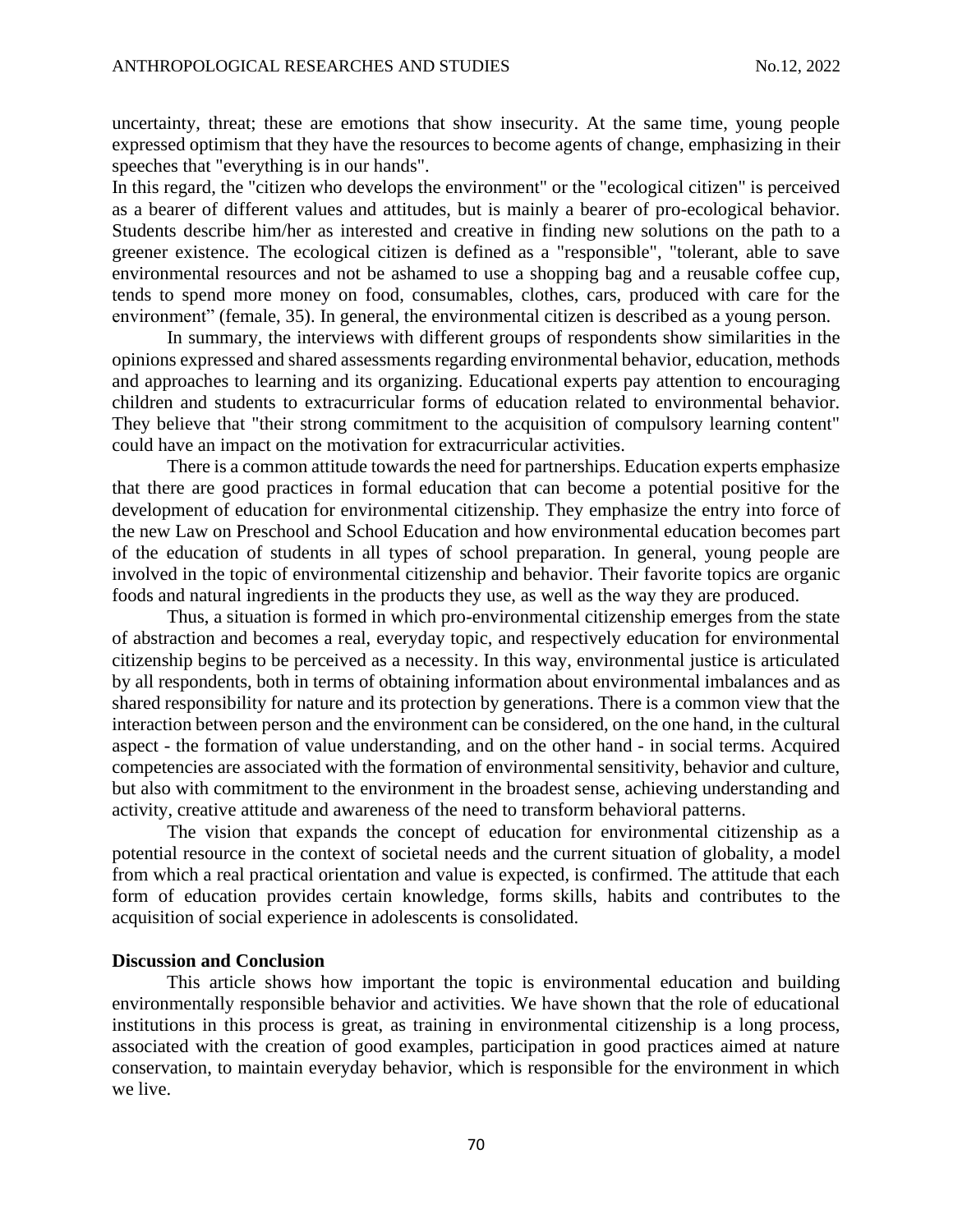uncertainty, threat; these are emotions that show insecurity. At the same time, young people expressed optimism that they have the resources to become agents of change, emphasizing in their speeches that "everything is in our hands".

In this regard, the "citizen who develops the environment" or the "ecological citizen" is perceived as a bearer of different values and attitudes, but is mainly a bearer of pro-ecological behavior. Students describe him/her as interested and creative in finding new solutions on the path to a greener existence. The ecological citizen is defined as a "responsible", "tolerant, able to save environmental resources and not be ashamed to use a shopping bag and a reusable coffee cup, tends to spend more money on food, consumables, clothes, cars, produced with care for the environment" (female, 35). In general, the environmental citizen is described as a young person.

In summary, the interviews with different groups of respondents show similarities in the opinions expressed and shared assessments regarding environmental behavior, education, methods and approaches to learning and its organizing. Educational experts pay attention to encouraging children and students to extracurricular forms of education related to environmental behavior. They believe that "their strong commitment to the acquisition of compulsory learning content" could have an impact on the motivation for extracurricular activities.

There is a common attitude towards the need for partnerships. Education experts emphasize that there are good practices in formal education that can become a potential positive for the development of education for environmental citizenship. They emphasize the entry into force of the new Law on Preschool and School Education and how environmental education becomes part of the education of students in all types of school preparation. In general, young people are involved in the topic of environmental citizenship and behavior. Their favorite topics are organic foods and natural ingredients in the products they use, as well as the way they are produced.

Thus, a situation is formed in which pro-environmental citizenship emerges from the state of abstraction and becomes a real, everyday topic, and respectively education for environmental citizenship begins to be perceived as a necessity. In this way, environmental justice is articulated by all respondents, both in terms of obtaining information about environmental imbalances and as shared responsibility for nature and its protection by generations. There is a common view that the interaction between person and the environment can be considered, on the one hand, in the cultural aspect - the formation of value understanding, and on the other hand - in social terms. Acquired competencies are associated with the formation of environmental sensitivity, behavior and culture, but also with commitment to the environment in the broadest sense, achieving understanding and activity, creative attitude and awareness of the need to transform behavioral patterns.

The vision that expands the concept of education for environmental citizenship as a potential resource in the context of societal needs and the current situation of globality, a model from which a real practical orientation and value is expected, is confirmed. The attitude that each form of education provides certain knowledge, forms skills, habits and contributes to the acquisition of social experience in adolescents is consolidated.

**Discussion and Conclusion**

This article shows how important the topic is environmental education and building environmentally responsible behavior and activities. We have shown that the role of educational institutions in this process is great, as training in environmental citizenship is a long process, associated with the creation of good examples, participation in good practices aimed at nature conservation, to maintain everyday behavior, which is responsible for the environment in which we live.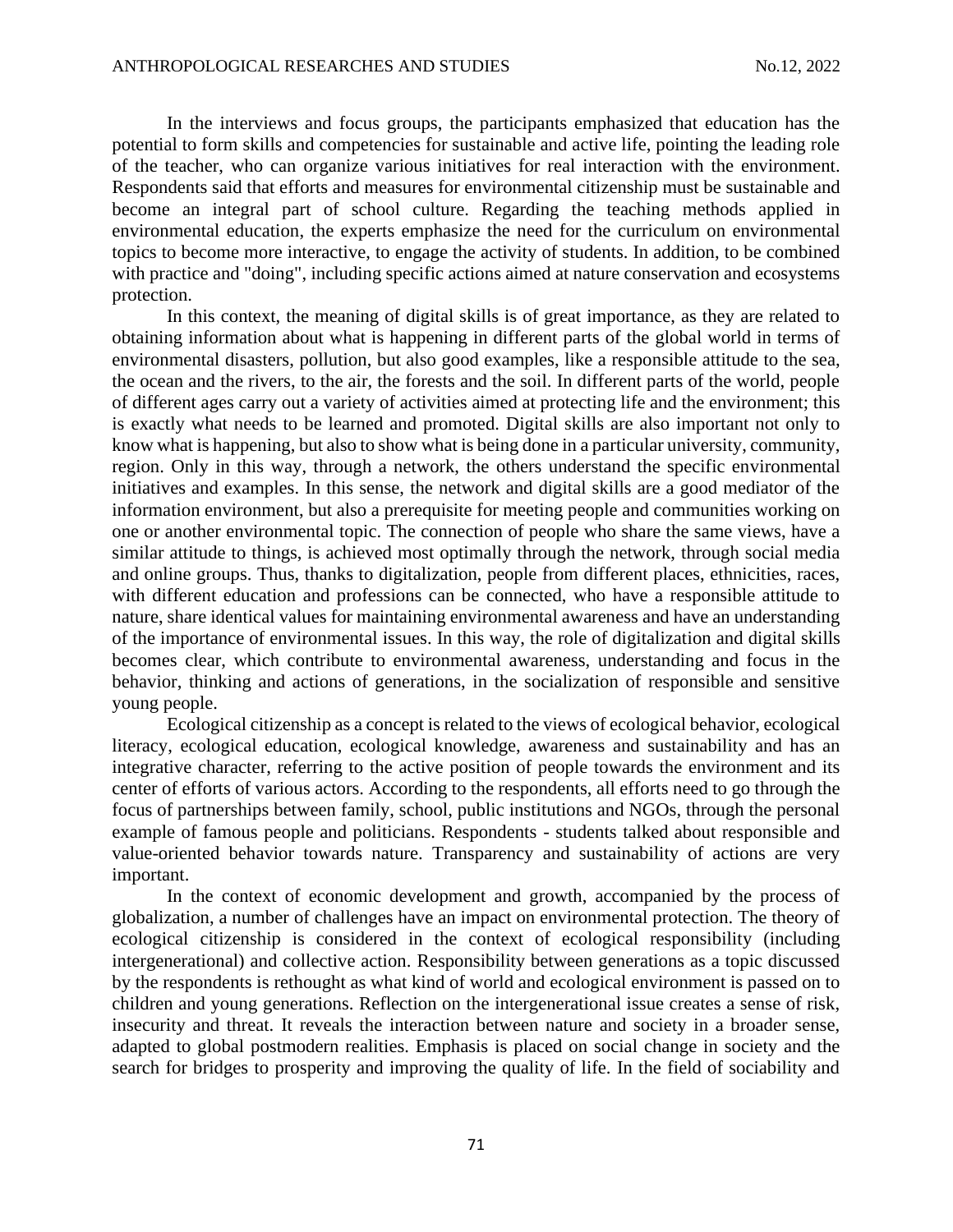In the interviews and focus groups, the participants emphasized that education has the potential to form skills and competencies for sustainable and active life, pointing the leading role of the teacher, who can organize various initiatives for real interaction with the environment. Respondents said that efforts and measures for environmental citizenship must be sustainable and become an integral part of school culture. Regarding the teaching methods applied in environmental education, the experts emphasize the need for the curriculum on environmental topics to become more interactive, to engage the activity of students. In addition, to be combined with practice and "doing", including specific actions aimed at nature conservation and ecosystems protection.

In this context, the meaning of digital skills is of great importance, as they are related to obtaining information about what is happening in different parts of the global world in terms of environmental disasters, pollution, but also good examples, like a responsible attitude to the sea, the ocean and the rivers, to the air, the forests and the soil. In different parts of the world, people of different ages carry out a variety of activities aimed at protecting life and the environment; this is exactly what needs to be learned and promoted. Digital skills are also important not only to know what is happening, but also to show what is being done in a particular university, community, region. Only in this way, through a network, the others understand the specific environmental initiatives and examples. In this sense, the network and digital skills are a good mediator of the information environment, but also a prerequisite for meeting people and communities working on one or another environmental topic. The connection of people who share the same views, have a similar attitude to things, is achieved most optimally through the network, through social media and online groups. Thus, thanks to digitalization, people from different places, ethnicities, races, with different education and professions can be connected, who have a responsible attitude to nature, share identical values for maintaining environmental awareness and have an understanding of the importance of environmental issues. In this way, the role of digitalization and digital skills becomes clear, which contribute to environmental awareness, understanding and focus in the behavior, thinking and actions of generations, in the socialization of responsible and sensitive young people.

Ecological citizenship as a concept is related to the views of ecological behavior, ecological literacy, ecological education, ecological knowledge, awareness and sustainability and has an integrative character, referring to the active position of people towards the environment and its center of efforts of various actors. According to the respondents, all efforts need to go through the focus of partnerships between family, school, public institutions and NGOs, through the personal example of famous people and politicians. Respondents - students talked about responsible and value-oriented behavior towards nature. Transparency and sustainability of actions are very important.

In the context of economic development and growth, accompanied by the process of globalization, a number of challenges have an impact on environmental protection. The theory of ecological citizenship is considered in the context of ecological responsibility (including intergenerational) and collective action. Responsibility between generations as a topic discussed by the respondents is rethought as what kind of world and ecological environment is passed on to children and young generations. Reflection on the intergenerational issue creates a sense of risk, insecurity and threat. It reveals the interaction between nature and society in a broader sense, adapted to global postmodern realities. Emphasis is placed on social change in society and the search for bridges to prosperity and improving the quality of life. In the field of sociability and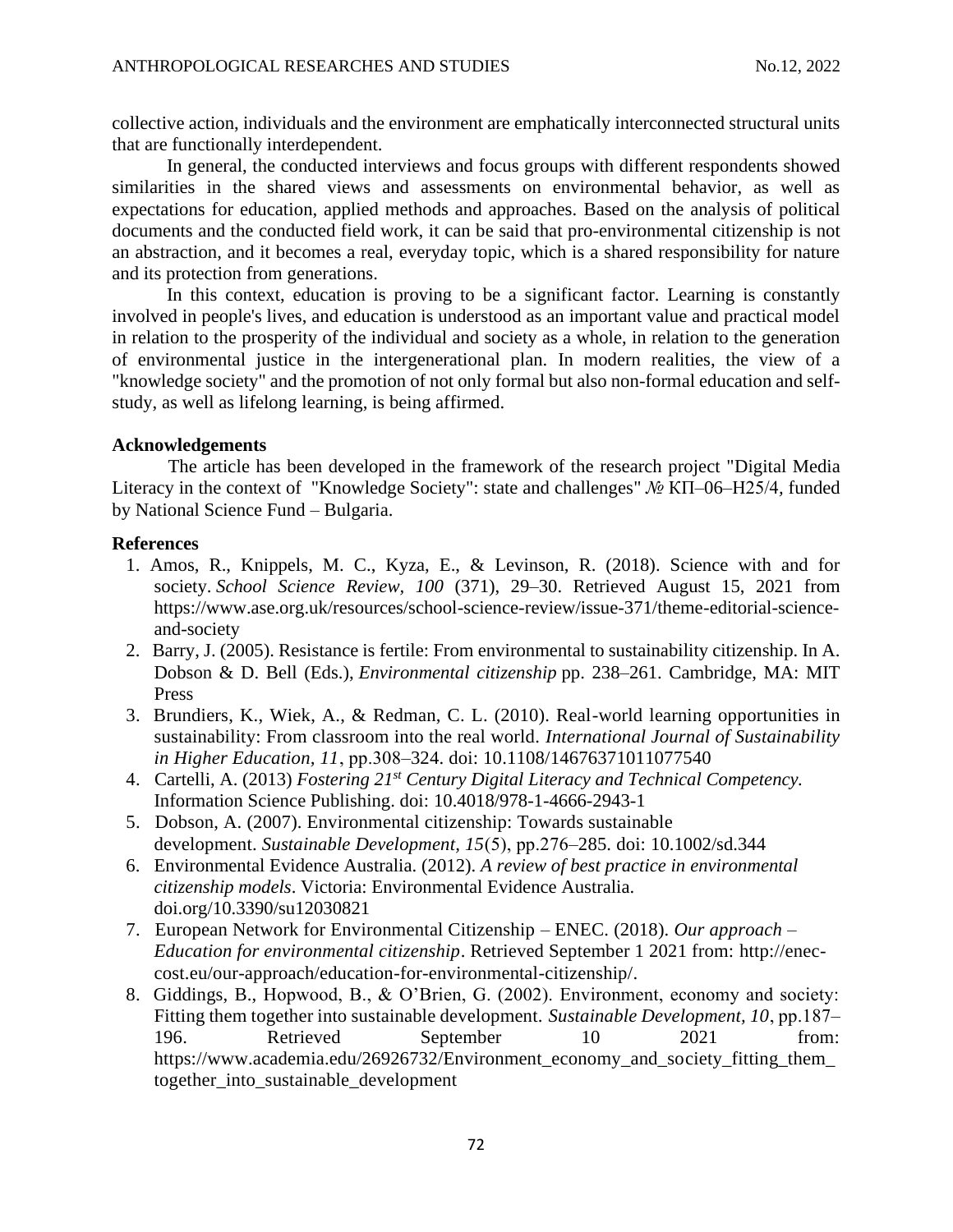collective action, individuals and the environment are emphatically interconnected structural units that are functionally interdependent.

In general, the conducted interviews and focus groups with different respondents showed similarities in the shared views and assessments on environmental behavior, as well as expectations for education, applied methods and approaches. Based on the analysis of political documents and the conducted field work, it can be said that pro-environmental citizenship is not an abstraction, and it becomes a real, everyday topic, which is a shared responsibility for nature and its protection from generations.

In this context, education is proving to be a significant factor. Learning is constantly involved in people's lives, and education is understood as an important value and practical model in relation to the prosperity of the individual and society as a whole, in relation to the generation of environmental justice in the intergenerational plan. In modern realities, the view of a "knowledge society" and the promotion of not only formal but also non-formal education and self-study, as well as lifelong learning, is being affirmed.

## Acknowledgements

The article has been developed in the framework of the research project "Digital Media Literacy in the context of "Knowledge Society": state and challenges" № КП–06–Н25/4, funded by National Science Fund – Bulgaria.

## References

1. Amos, R., Knippels, M. C., Kyza, E., & Levinson, R. (2018). Science with and for society. *School Science Review, 100* (371), 29–30. Retrieved August 15, 2021 from https://www.ase.org.uk/resources/school-science-review/issue-371/theme-editorial-science-and-society
2. Barry, J. (2005). Resistance is fertile: From environmental to sustainability citizenship. In A. Dobson & D. Bell (Eds.), *Environmental citizenship* pp. 238–261. Cambridge, MA: MIT Press
3. Brundiers, K., Wiek, A., & Redman, C. L. (2010). Real-world learning opportunities in sustainability: From classroom into the real world. *International Journal of Sustainability in Higher Education, 11*, pp.308–324. doi: 10.1108/14676371011077540
4. Cartelli, A. (2013) *Fostering 21st Century Digital Literacy and Technical Competency.* Information Science Publishing. doi: 10.4018/978-1-4666-2943-1
5. Dobson, A. (2007). Environmental citizenship: Towards sustainable development. *Sustainable Development, 15*(5), pp.276–285. doi: 10.1002/sd.344
6. Environmental Evidence Australia. (2012). *A review of best practice in environmental citizenship models*. Victoria: Environmental Evidence Australia. doi.org/10.3390/su12030821
7. European Network for Environmental Citizenship – ENEC. (2018). *Our approach – Education for environmental citizenship*. Retrieved September 1 2021 from: http://enec-cost.eu/our-approach/education-for-environmental-citizenship/.
8. Giddings, B., Hopwood, B., & O'Brien, G. (2002). Environment, economy and society: Fitting them together into sustainable development. *Sustainable Development, 10*, pp.187–196. Retrieved September 10 2021 from: https://www.academia.edu/26926732/Environment_economy_and_society_fitting_them_together_into_sustainable_development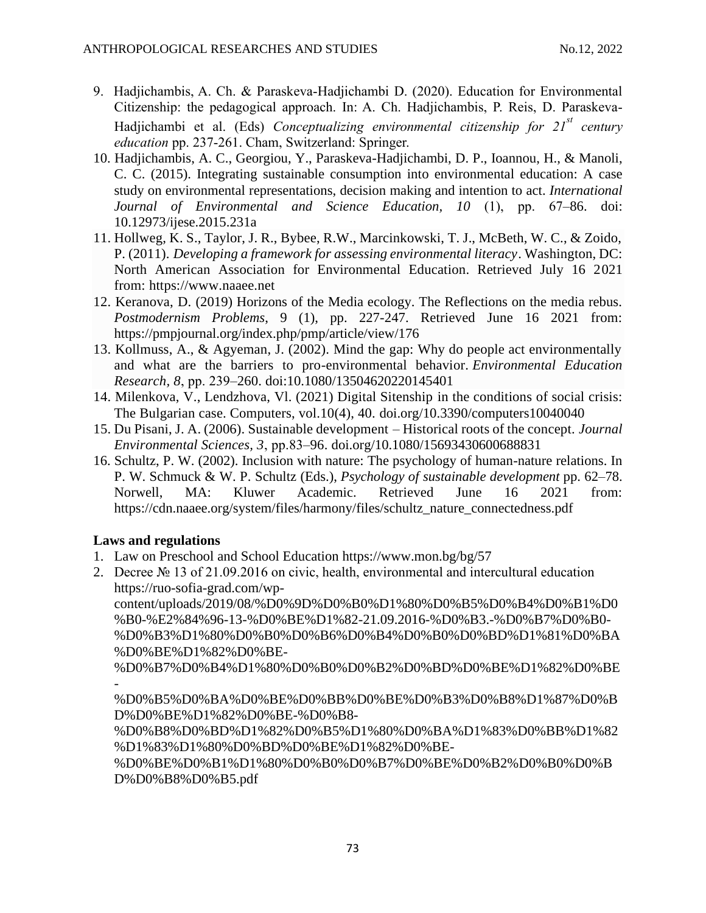9. Hadjichambis, A. Ch. & Paraskeva-Hadjichambi D. (2020). Education for Environmental Citizenship: the pedagogical approach. In: A. Ch. Hadjichambis, P. Reis, D. Paraskeva-Hadjichambi et al. (Eds) *Conceptualizing environmental citizenship for 21st century education* pp. 237-261. Cham, Switzerland: Springer.
10. Hadjichambis, A. C., Georgiou, Y., Paraskeva-Hadjichambi, D. P., Ioannou, H., & Manoli, C. C. (2015). Integrating sustainable consumption into environmental education: A case study on environmental representations, decision making and intention to act. *International Journal of Environmental and Science Education, 10* (1), pp. 67–86. doi: 10.12973/ijese.2015.231a
11. Hollweg, K. S., Taylor, J. R., Bybee, R.W., Marcinkowski, T. J., McBeth, W. C., & Zoido, P. (2011). *Developing a framework for assessing environmental literacy*. Washington, DC: North American Association for Environmental Education. Retrieved July 16 2021 from: https://www.naaee.net
12. Keranova, D. (2019) Horizons of the Media ecology. The Reflections on the media rebus. *Postmodernism Problems*, 9 (1), pp. 227-247. Retrieved June 16 2021 from: https://pmpjournal.org/index.php/pmp/article/view/176
13. Kollmuss, A., & Agyeman, J. (2002). Mind the gap: Why do people act environmentally and what are the barriers to pro-environmental behavior. *Environmental Education Research, 8*, pp. 239–260. doi:10.1080/13504620220145401
14. Milenkova, V., Lendzhova, Vl. (2021) Digital Sitenship in the conditions of social crisis: The Bulgarian case. Computers, vol.10(4), 40. doi.org/10.3390/computers10040040
15. Du Pisani, J. A. (2006). Sustainable development – Historical roots of the concept. *Journal Environmental Sciences, 3*, pp.83–96. doi.org/10.1080/15693430600688831
16. Schultz, P. W. (2002). Inclusion with nature: The psychology of human-nature relations. In P. W. Schmuck & W. P. Schultz (Eds.), *Psychology of sustainable development* pp. 62–78. Norwell, MA: Kluwer Academic. Retrieved June 16 2021 from: https://cdn.naaee.org/system/files/harmony/files/schultz_nature_connectedness.pdf

**Laws and regulations**

1. Law on Preschool and School Education https://www.mon.bg/bg/57
2. Decree № 13 of 21.09.2016 on civic, health, environmental and intercultural education https://ruo-sofia-grad.com/wp-content/uploads/2019/08/%D0%9D%D0%B0%D1%80%D0%B5%D0%B4%D0%B1%D0%B0-%E2%84%96-13-%D0%BE%D1%82-21.09.2016-%D0%B3.-%D0%B7%D0%B0-%D0%B3%D1%80%D0%B0%D0%B6%D0%B4%D0%B0%D0%BD%D1%81%D0%BA%D0%BE%D1%82%D0%BE-%D0%B7%D0%B4%D1%80%D0%B0%D0%B2%D0%BD%D0%BE%D1%82%D0%BE-%D0%B5%D0%BA%D0%BE%D0%BB%D0%BE%D0%B3%D0%B8%D1%87%D0%BD%D0%BE%D1%82%D0%BE-%D0%B8-%D0%B8%D0%BD%D1%82%D0%B5%D1%80%D0%BA%D1%83%D0%BB%D1%82%D1%83%D1%80%D0%BD%D0%BE%D1%82%D0%BE-%D0%BE%D0%B1%D1%80%D0%B0%D0%B7%D0%BE%D0%B2%D0%B0%D0%BD%D0%B8%D0%B5.pdf